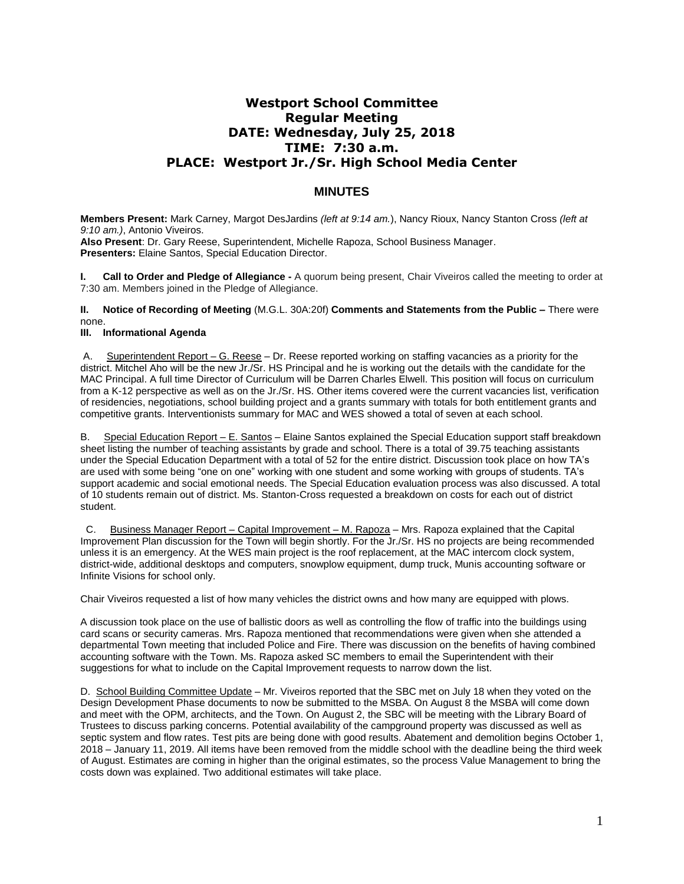# Westport School Committee
## Regular Meeting
## DATE: Wednesday, July 25, 2018
## TIME: 7:30 a.m.
## PLACE: Westport Jr./Sr. High School Media Center

## MINUTES

**Members Present:** Mark Carney, Margot DesJardins *(left at 9:14 am.)*, Nancy Rioux, Nancy Stanton Cross *(left at 9:10 am.)*, Antonio Viveiros.
**Also Present**: Dr. Gary Reese, Superintendent, Michelle Rapoza, School Business Manager.
**Presenters:** Elaine Santos, Special Education Director.

**I. Call to Order and Pledge of Allegiance -** A quorum being present, Chair Viveiros called the meeting to order at 7:30 am. Members joined in the Pledge of Allegiance.

**II. Notice of Recording of Meeting** (M.G.L. 30A:20f) **Comments and Statements from the Public –** There were none.

**III. Informational Agenda**

A. Superintendent Report – G. Reese – Dr. Reese reported working on staffing vacancies as a priority for the district. Mitchel Aho will be the new Jr./Sr. HS Principal and he is working out the details with the candidate for the MAC Principal. A full time Director of Curriculum will be Darren Charles Elwell. This position will focus on curriculum from a K-12 perspective as well as on the Jr./Sr. HS. Other items covered were the current vacancies list, verification of residencies, negotiations, school building project and a grants summary with totals for both entitlement grants and competitive grants. Interventionists summary for MAC and WES showed a total of seven at each school.

B. Special Education Report – E. Santos – Elaine Santos explained the Special Education support staff breakdown sheet listing the number of teaching assistants by grade and school. There is a total of 39.75 teaching assistants under the Special Education Department with a total of 52 for the entire district. Discussion took place on how TA's are used with some being "one on one" working with one student and some working with groups of students. TA's support academic and social emotional needs. The Special Education evaluation process was also discussed. A total of 10 students remain out of district. Ms. Stanton-Cross requested a breakdown on costs for each out of district student.

C. Business Manager Report – Capital Improvement – M. Rapoza – Mrs. Rapoza explained that the Capital Improvement Plan discussion for the Town will begin shortly. For the Jr./Sr. HS no projects are being recommended unless it is an emergency. At the WES main project is the roof replacement, at the MAC intercom clock system, district-wide, additional desktops and computers, snowplow equipment, dump truck, Munis accounting software or Infinite Visions for school only.

Chair Viveiros requested a list of how many vehicles the district owns and how many are equipped with plows.

A discussion took place on the use of ballistic doors as well as controlling the flow of traffic into the buildings using card scans or security cameras. Mrs. Rapoza mentioned that recommendations were given when she attended a departmental Town meeting that included Police and Fire. There was discussion on the benefits of having combined accounting software with the Town. Ms. Rapoza asked SC members to email the Superintendent with their suggestions for what to include on the Capital Improvement requests to narrow down the list.

D. School Building Committee Update – Mr. Viveiros reported that the SBC met on July 18 when they voted on the Design Development Phase documents to now be submitted to the MSBA. On August 8 the MSBA will come down and meet with the OPM, architects, and the Town. On August 2, the SBC will be meeting with the Library Board of Trustees to discuss parking concerns. Potential availability of the campground property was discussed as well as septic system and flow rates. Test pits are being done with good results. Abatement and demolition begins October 1, 2018 – January 11, 2019. All items have been removed from the middle school with the deadline being the third week of August. Estimates are coming in higher than the original estimates, so the process Value Management to bring the costs down was explained. Two additional estimates will take place.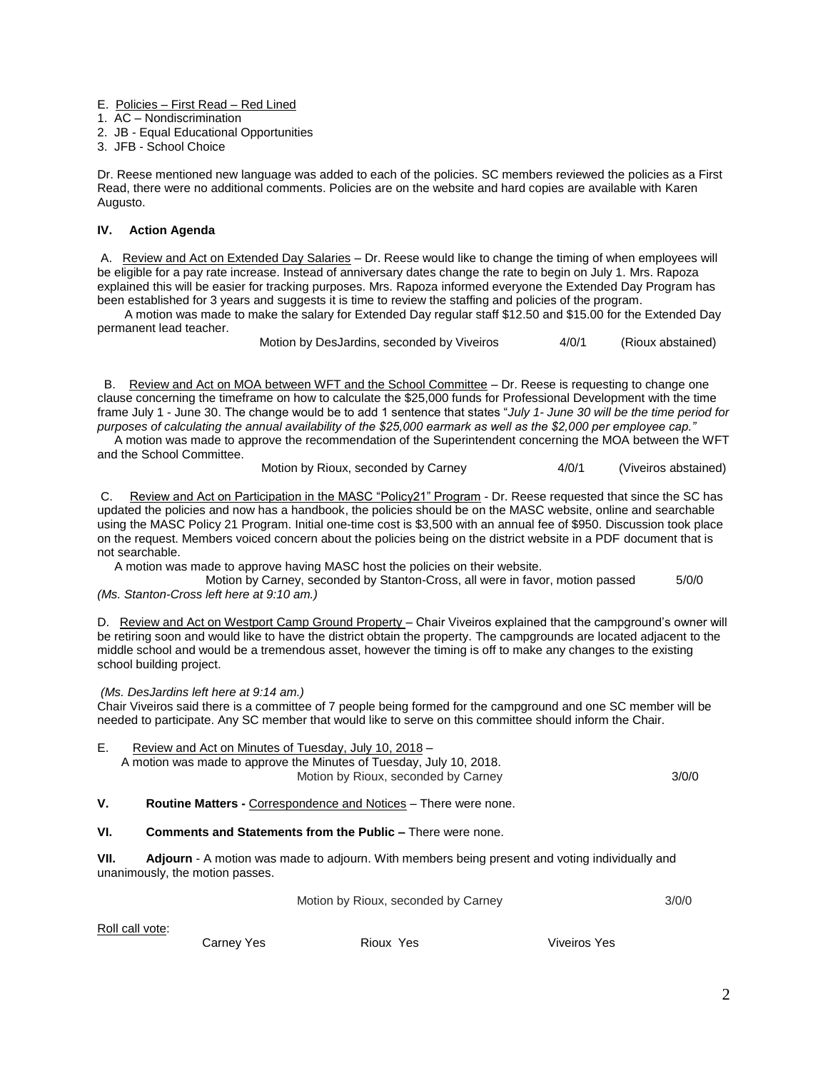E. Policies – First Read – Red Lined

1. AC – Nondiscrimination
2. JB - Equal Educational Opportunities
3. JFB - School Choice

Dr. Reese mentioned new language was added to each of the policies. SC members reviewed the policies as a First Read, there were no additional comments. Policies are on the website and hard copies are available with Karen Augusto.

**IV. Action Agenda**

A. Review and Act on Extended Day Salaries – Dr. Reese would like to change the timing of when employees will be eligible for a pay rate increase. Instead of anniversary dates change the rate to begin on July 1. Mrs. Rapoza explained this will be easier for tracking purposes. Mrs. Rapoza informed everyone the Extended Day Program has been established for 3 years and suggests it is time to review the staffing and policies of the program.

A motion was made to make the salary for Extended Day regular staff $12.50 and $15.00 for the Extended Day permanent lead teacher.

Motion by DesJardins, seconded by Viveiros 4/0/1 (Rioux abstained)

B. Review and Act on MOA between WFT and the School Committee – Dr. Reese is requesting to change one clause concerning the timeframe on how to calculate the $25,000 funds for Professional Development with the time frame July 1 - June 30. The change would be to add 1 sentence that states "*July 1- June 30 will be the time period for purposes of calculating the annual availability of the $25,000 earmark as well as the $2,000 per employee cap.*"

A motion was made to approve the recommendation of the Superintendent concerning the MOA between the WFT and the School Committee.

Motion by Rioux, seconded by Carney 4/0/1 (Viveiros abstained)

C. Review and Act on Participation in the MASC "Policy21" Program - Dr. Reese requested that since the SC has updated the policies and now has a handbook, the policies should be on the MASC website, online and searchable using the MASC Policy 21 Program. Initial one-time cost is $3,500 with an annual fee of $950. Discussion took place on the request. Members voiced concern about the policies being on the district website in a PDF document that is not searchable.

A motion was made to approve having MASC host the policies on their website.

Motion by Carney, seconded by Stanton-Cross, all were in favor, motion passed 5/0/0

*(Ms. Stanton-Cross left here at 9:10 am.)*

D. Review and Act on Westport Camp Ground Property – Chair Viveiros explained that the campground's owner will be retiring soon and would like to have the district obtain the property. The campgrounds are located adjacent to the middle school and would be a tremendous asset, however the timing is off to make any changes to the existing school building project.

*(Ms. DesJardins left here at 9:14 am.)*

Chair Viveiros said there is a committee of 7 people being formed for the campground and one SC member will be needed to participate. Any SC member that would like to serve on this committee should inform the Chair.

E. Review and Act on Minutes of Tuesday, July 10, 2018 –

A motion was made to approve the Minutes of Tuesday, July 10, 2018.

Motion by Rioux, seconded by Carney 3/0/0

**V. Routine Matters -** Correspondence and Notices – There were none.

**VI. Comments and Statements from the Public –** There were none.

**VII. Adjourn** - A motion was made to adjourn. With members being present and voting individually and unanimously, the motion passes.

Motion by Rioux, seconded by Carney 3/0/0

Roll call vote:

Carney Yes Rioux Yes Viveiros Yes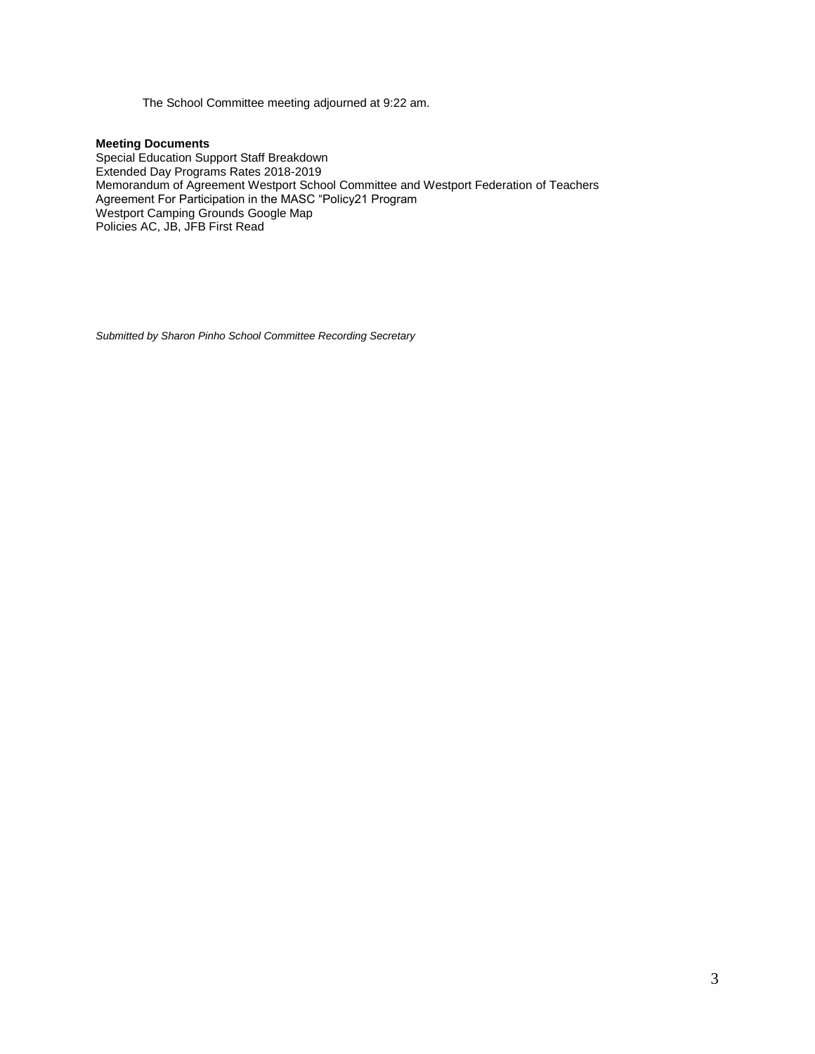The School Committee meeting adjourned at 9:22 am.

**Meeting Documents**

Special Education Support Staff Breakdown
Extended Day Programs Rates 2018-2019
Memorandum of Agreement Westport School Committee and Westport Federation of Teachers
Agreement For Participation in the MASC "Policy21 Program
Westport Camping Grounds Google Map
Policies AC, JB, JFB First Read

*Submitted by Sharon Pinho School Committee Recording Secretary*